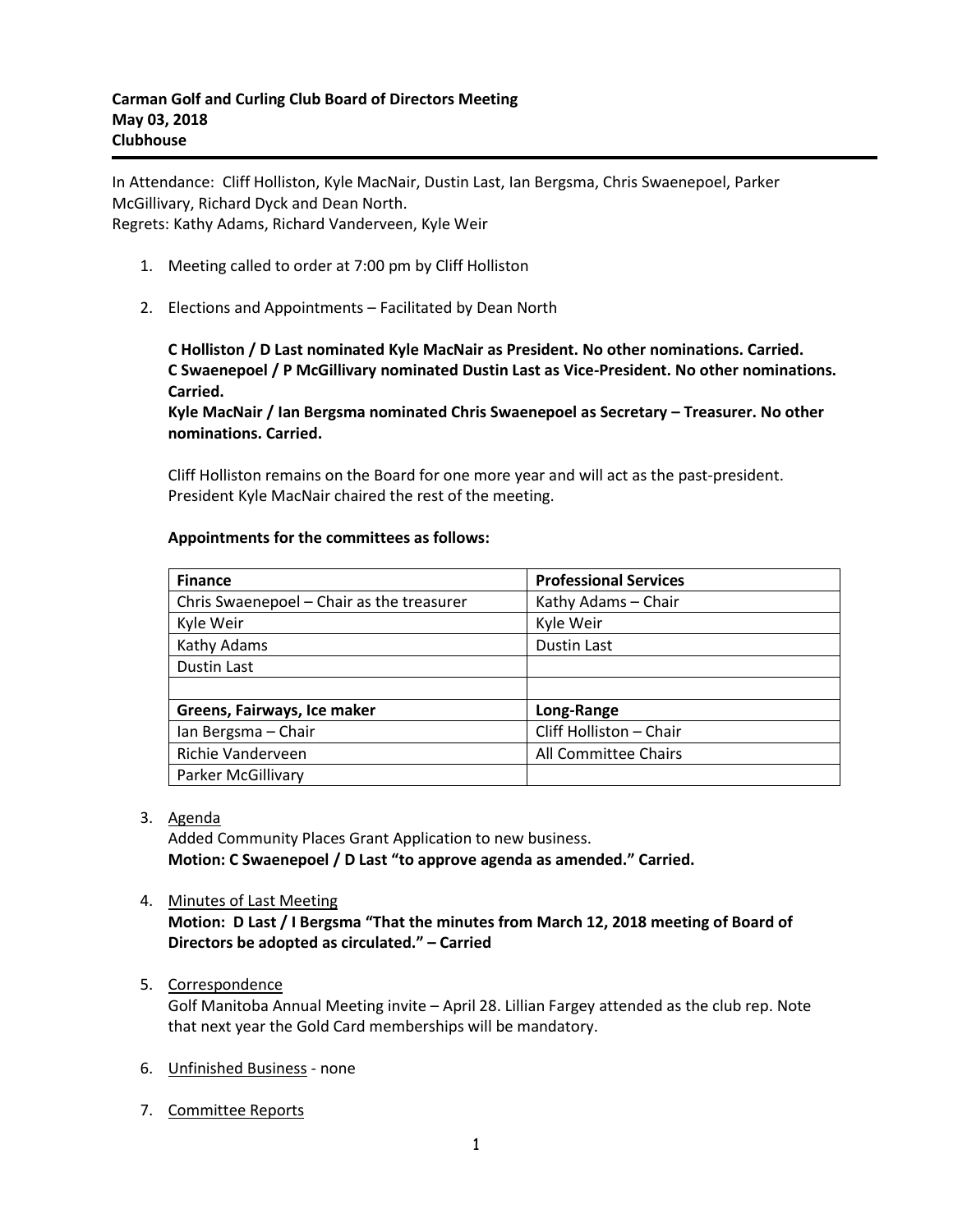**Carman Golf and Curling Club Board of Directors Meeting**
**May 03, 2018**
**Clubhouse**

---

In Attendance: Cliff Holliston, Kyle MacNair, Dustin Last, Ian Bergsma, Chris Swaenepoel, Parker McGillivary, Richard Dyck and Dean North.
Regrets: Kathy Adams, Richard Vanderveen, Kyle Weir

1. Meeting called to order at 7:00 pm by Cliff Holliston

2. Elections and Appointments – Facilitated by Dean North

   **C Holliston / D Last nominated Kyle MacNair as President. No other nominations. Carried.**
   **C Swaenepoel / P McGillivary nominated Dustin Last as Vice-President. No other nominations. Carried.**
   **Kyle MacNair / Ian Bergsma nominated Chris Swaenepoel as Secretary – Treasurer. No other nominations. Carried.**

   Cliff Holliston remains on the Board for one more year and will act as the past-president. President Kyle MacNair chaired the rest of the meeting.

   **Appointments for the committees as follows:**

| **Finance** | **Professional Services** |
|---|---|
| Chris Swaenepoel – Chair as the treasurer | Kathy Adams – Chair |
| Kyle Weir | Kyle Weir |
| Kathy Adams | Dustin Last |
| Dustin Last | |
| | |
| **Greens, Fairways, Ice maker** | **Long-Range** |
| Ian Bergsma – Chair | Cliff Holliston – Chair |
| Richie Vanderveen | All Committee Chairs |
| Parker McGillivary | |

3. Agenda
   Added Community Places Grant Application to new business.
   **Motion: C Swaenepoel / D Last "to approve agenda as amended." Carried.**

4. Minutes of Last Meeting
   **Motion: D Last / I Bergsma "That the minutes from March 12, 2018 meeting of Board of Directors be adopted as circulated." – Carried**

5. Correspondence
   Golf Manitoba Annual Meeting invite – April 28. Lillian Fargey attended as the club rep. Note that next year the Gold Card memberships will be mandatory.

6. Unfinished Business - none

7. Committee Reports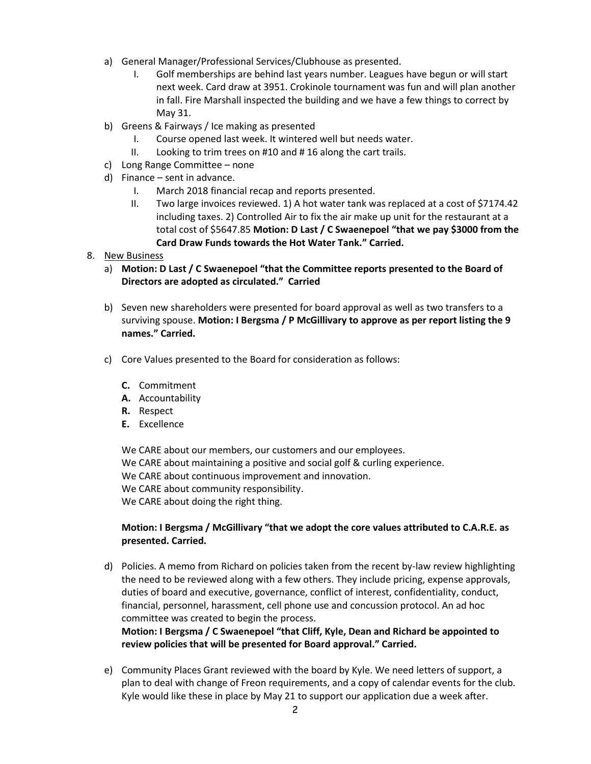a) General Manager/Professional Services/Clubhouse as presented.
   I. Golf memberships are behind last years number. Leagues have begun or will start next week. Card draw at 3951. Crokinole tournament was fun and will plan another in fall. Fire Marshall inspected the building and we have a few things to correct by May 31.
b) Greens & Fairways / Ice making as presented
   I. Course opened last week. It wintered well but needs water.
   II. Looking to trim trees on #10 and # 16 along the cart trails.
c) Long Range Committee – none
d) Finance – sent in advance.
   I. March 2018 financial recap and reports presented.
   II. Two large invoices reviewed. 1) A hot water tank was replaced at a cost of $7174.42 including taxes. 2) Controlled Air to fix the air make up unit for the restaurant at a total cost of $5647.85 **Motion: D Last / C Swaenepoel "that we pay $3000 from the Card Draw Funds towards the Hot Water Tank." Carried.**

8. <u>New Business</u>
   a) **Motion: D Last / C Swaenepoel "that the Committee reports presented to the Board of Directors are adopted as circulated." Carried**

   b) Seven new shareholders were presented for board approval as well as two transfers to a surviving spouse. **Motion: I Bergsma / P McGillivary to approve as per report listing the 9 names." Carried.**

   c) Core Values presented to the Board for consideration as follows:

      **C.** Commitment
      **A.** Accountability
      **R.** Respect
      **E.** Excellence

      We CARE about our members, our customers and our employees.
      We CARE about maintaining a positive and social golf & curling experience.
      We CARE about continuous improvement and innovation.
      We CARE about community responsibility.
      We CARE about doing the right thing.

      **Motion: I Bergsma / McGillivary "that we adopt the core values attributed to C.A.R.E. as presented. Carried.**

   d) Policies. A memo from Richard on policies taken from the recent by-law review highlighting the need to be reviewed along with a few others. They include pricing, expense approvals, duties of board and executive, governance, conflict of interest, confidentiality, conduct, financial, personnel, harassment, cell phone use and concussion protocol. An ad hoc committee was created to begin the process.
      **Motion: I Bergsma / C Swaenepoel "that Cliff, Kyle, Dean and Richard be appointed to review policies that will be presented for Board approval." Carried.**

   e) Community Places Grant reviewed with the board by Kyle. We need letters of support, a plan to deal with change of Freon requirements, and a copy of calendar events for the club. Kyle would like these in place by May 21 to support our application due a week after.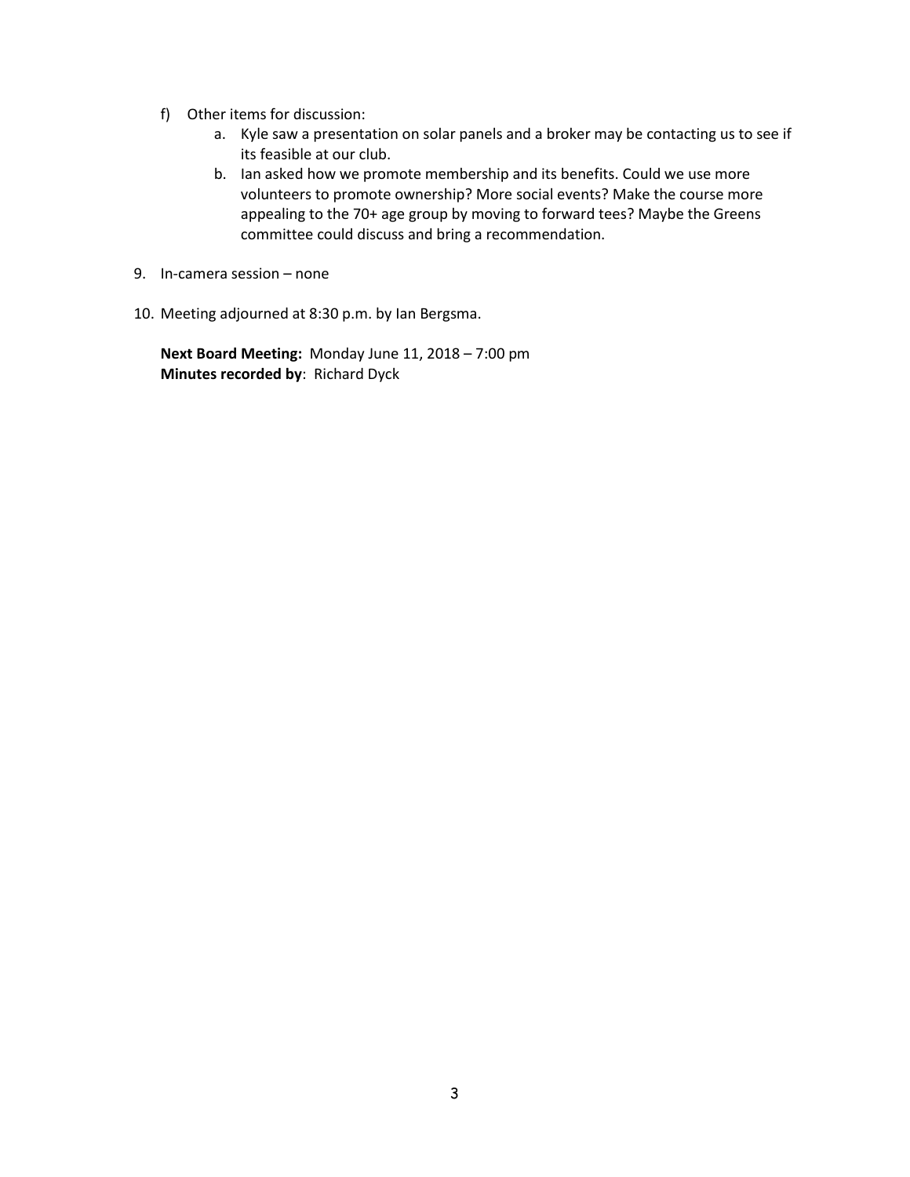f) Other items for discussion:
   a. Kyle saw a presentation on solar panels and a broker may be contacting us to see if its feasible at our club.
   b. Ian asked how we promote membership and its benefits. Could we use more volunteers to promote ownership? More social events? Make the course more appealing to the 70+ age group by moving to forward tees? Maybe the Greens committee could discuss and bring a recommendation.

9. In-camera session – none

10. Meeting adjourned at 8:30 p.m. by Ian Bergsma.

    **Next Board Meeting:** Monday June 11, 2018 – 7:00 pm
    **Minutes recorded by**: Richard Dyck